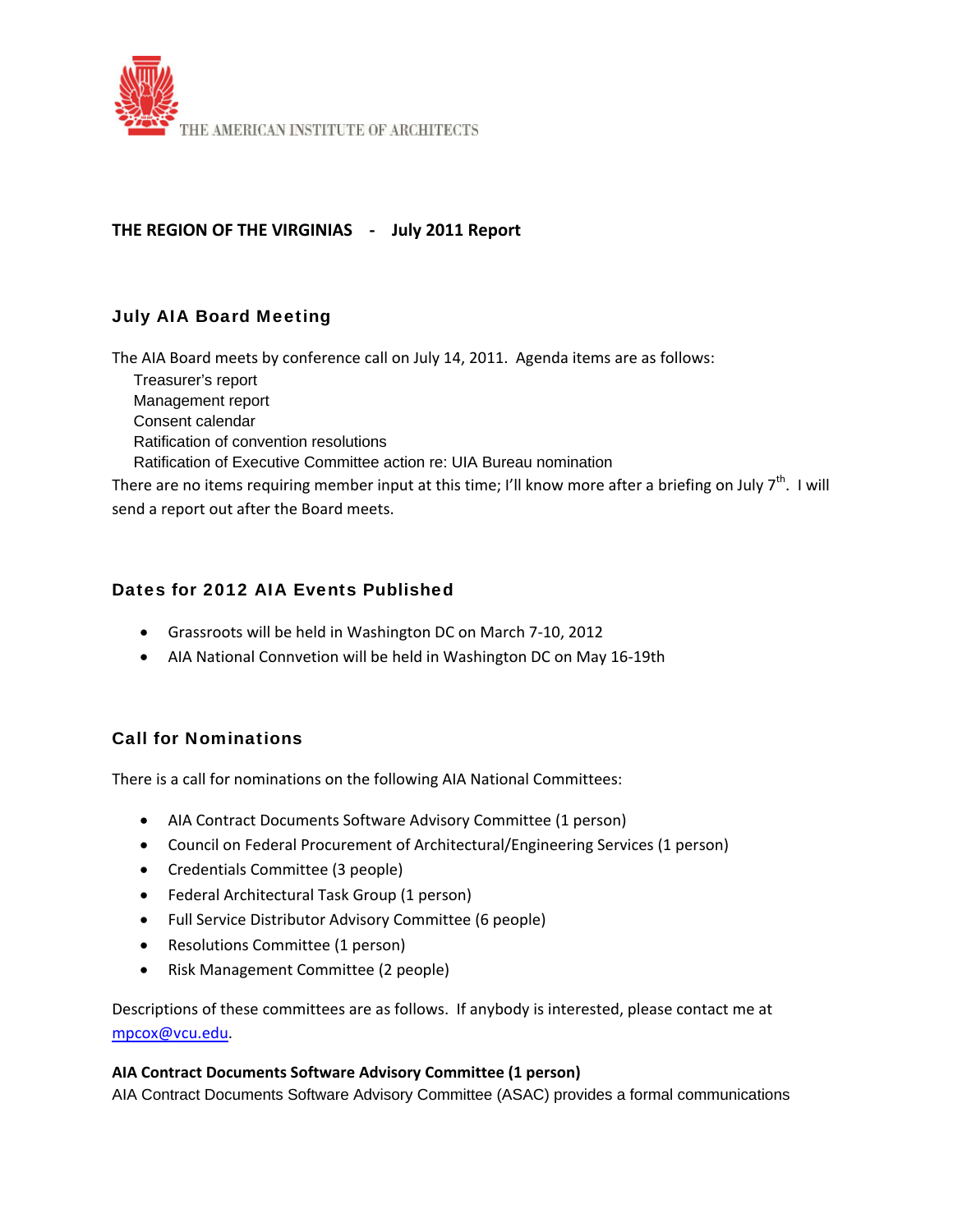THE AMERICAN INSTITUTE OF ARCHITECTS

**THE REGION OF THE VIRGINIAS - July 2011 Report**

## July AIA Board Meeting

The AIA Board meets by conference call on July 14, 2011. Agenda items are as follows:

Treasurer's report
Management report
Consent calendar
Ratification of convention resolutions
Ratification of Executive Committee action re: UIA Bureau nomination

There are no items requiring member input at this time; I'll know more after a briefing on July 7th. I will send a report out after the Board meets.

## Dates for 2012 AIA Events Published

- Grassroots will be held in Washington DC on March 7-10, 2012
- AIA National Connvetion will be held in Washington DC on May 16-19th

## Call for Nominations

There is a call for nominations on the following AIA National Committees:

- AIA Contract Documents Software Advisory Committee (1 person)
- Council on Federal Procurement of Architectural/Engineering Services (1 person)
- Credentials Committee (3 people)
- Federal Architectural Task Group (1 person)
- Full Service Distributor Advisory Committee (6 people)
- Resolutions Committee (1 person)
- Risk Management Committee (2 people)

Descriptions of these committees are as follows. If anybody is interested, please contact me at mpcox@vcu.edu.

**AIA Contract Documents Software Advisory Committee (1 person)**

AIA Contract Documents Software Advisory Committee (ASAC) provides a formal communications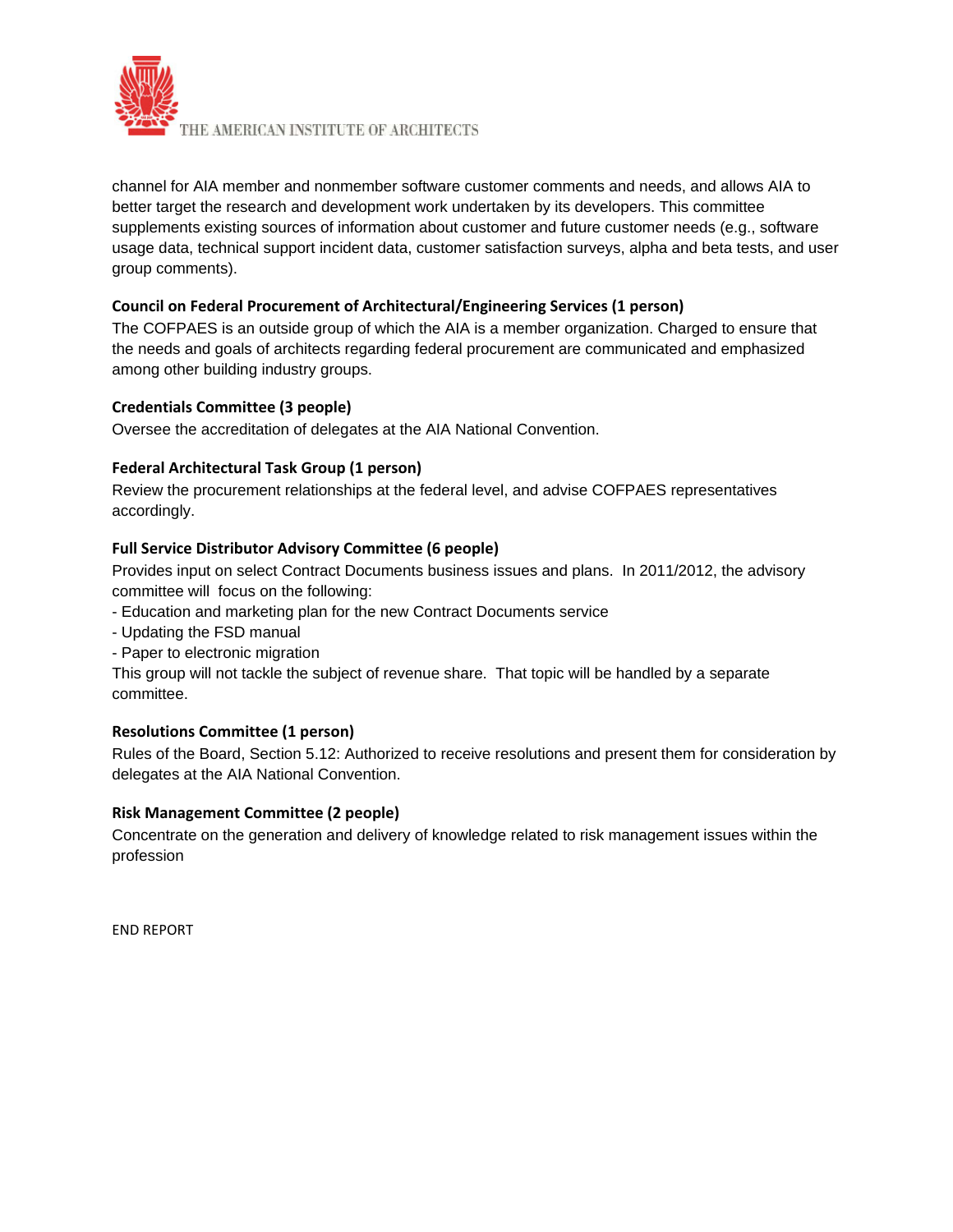channel for AIA member and nonmember software customer comments and needs, and allows AIA to better target the research and development work undertaken by its developers. This committee supplements existing sources of information about customer and future customer needs (e.g., software usage data, technical support incident data, customer satisfaction surveys, alpha and beta tests, and user group comments).

**Council on Federal Procurement of Architectural/Engineering Services (1 person)**

The COFPAES is an outside group of which the AIA is a member organization. Charged to ensure that the needs and goals of architects regarding federal procurement are communicated and emphasized among other building industry groups.

**Credentials Committee (3 people)**

Oversee the accreditation of delegates at the AIA National Convention.

**Federal Architectural Task Group (1 person)**

Review the procurement relationships at the federal level, and advise COFPAES representatives accordingly.

**Full Service Distributor Advisory Committee (6 people)**

Provides input on select Contract Documents business issues and plans. In 2011/2012, the advisory committee will focus on the following:

- Education and marketing plan for the new Contract Documents service
- Updating the FSD manual
- Paper to electronic migration

This group will not tackle the subject of revenue share. That topic will be handled by a separate committee.

**Resolutions Committee (1 person)**

Rules of the Board, Section 5.12: Authorized to receive resolutions and present them for consideration by delegates at the AIA National Convention.

**Risk Management Committee (2 people)**

Concentrate on the generation and delivery of knowledge related to risk management issues within the profession

END REPORT